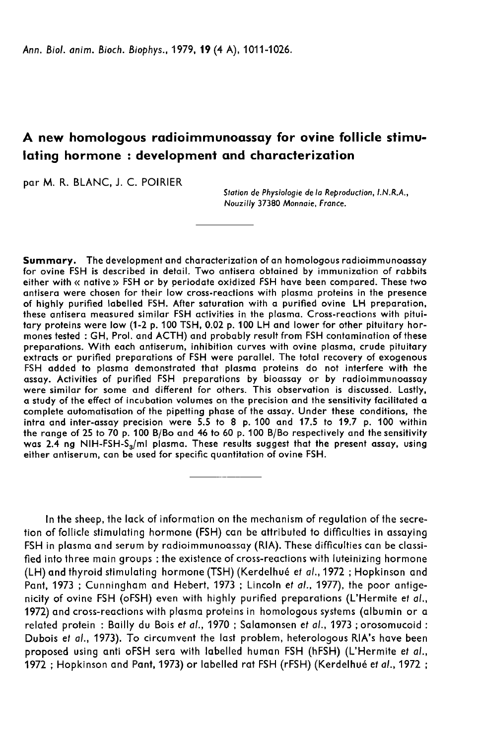# A new homologous radioimmunoassay for ovine follicle stimulating hormone : development and characterization

par M. R. BLANC, J. C. POIRIER

*Station de Physiologie de la Reproduction, I.N.R.A., Nouzilly 37380 Monnaie, France.*

**Summary.** The development and characterization of an homologous radioimmunoassay for ovine FSH is described in detail. Two antisera obtained by immunization of rabbits either with « native » FSH or by periodate oxidized FSH have been compared. These two antisera were chosen for their low cross-reactions with plasma proteins in the presence of highly purified labelled FSH. After saturation with a purified ovine LH preparation, these antisera measured similar FSH activities in the plasma. Cross-reactions with pituitary proteins were low (1-2 p. 100 TSH, 0.02 p. 100 LH and lower for other pituitary hormones tested : GH, Prol. and ACTH) and probably result from FSH contamination of these preparations. With each antiserum, inhibition curves with ovine plasma, crude pituitary extracts or purified preparations of FSH were parallel. The total recovery of exogenous FSH added to plasma demonstrated that plasma proteins do not interfere with the assay. Activities of purified FSH preparations by bioassay or by radioimmunoassay were similar for some and different for others. This observation is discussed. Lastly, a study of the effect of incubation volumes on the precision and the sensitivity facilitated a complete automatisation of the pipetting phase of the assay. Under these conditions, the intra and inter-assay precision were 5.5 to 8 p. 100 and 17.5 to 19.7 p. 100 within the range of 25 to 70 p. 100 B/Bo and 46 to 60 p. 100 B/Bo respectively and the sensitivity was 2.4 ng NIH-FSH-$S_3$/ml plasma. These results suggest that the present assay, using either antiserum, can be used for specific quantitation of ovine FSH.

In the sheep, the lack of information on the mechanism of regulation of the secretion of follicle stimulating hormone (FSH) can be attributed to difficulties in assaying FSH in plasma and serum by radioimmunoassay (RIA). These difficulties can be classified into three main groups : the existence of cross-reactions with luteinizing hormone (LH) and thyroid stimulating hormone (TSH) (Kerdelhué *et al.*, 1972 ; Hopkinson and Pant, 1973 ; Cunningham and Hebert, 1973 ; Lincoln *et al.*, 1977), the poor antigenicity of ovine FSH (oFSH) even with highly purified preparations (L'Hermite *et al.*, 1972) and cross-reactions with plasma proteins in homologous systems (albumin or a related protein : Bailly du Bois *et al.*, 1970 ; Salamonsen *et al.*, 1973 ; orosomucoid : Dubois *et al.*, 1973). To circumvent the last problem, heterologous RIA's have been proposed using anti oFSH sera with labelled human FSH (hFSH) (L'Hermite *et al.*, 1972 ; Hopkinson and Pant, 1973) or labelled rat FSH (rFSH) (Kerdelhué *et al.*, 1972 ;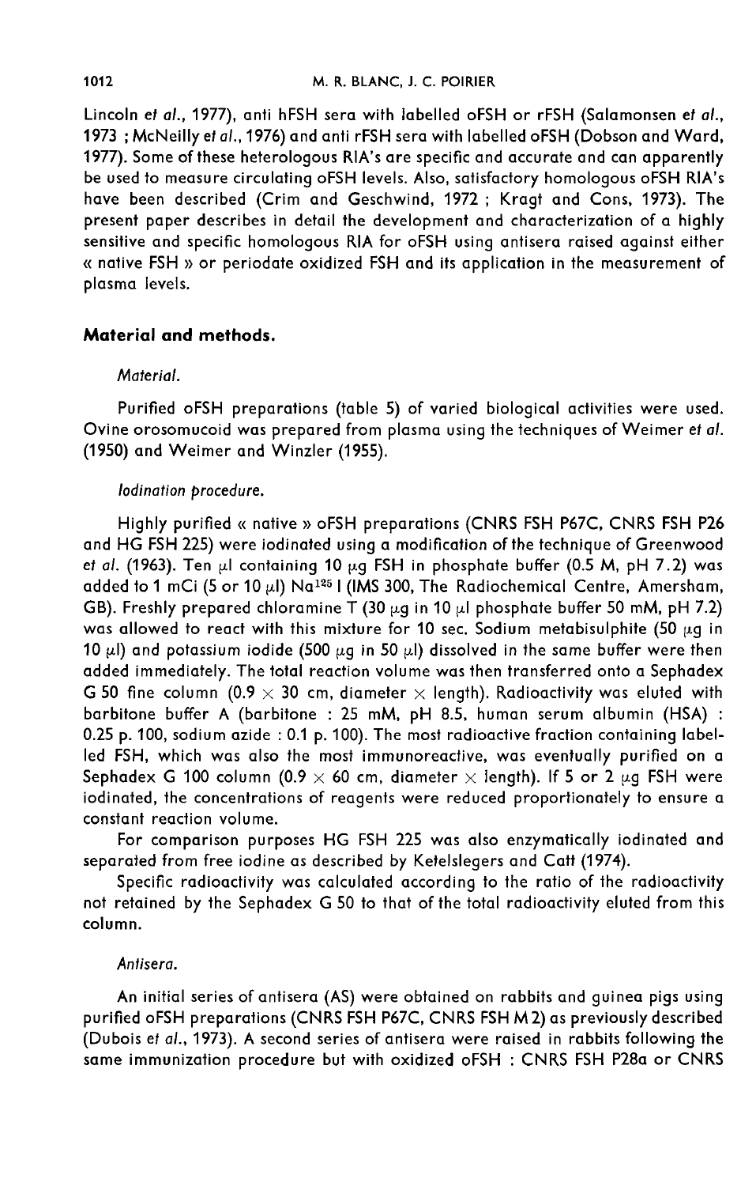Lincoln *et al.*, 1977), anti hFSH sera with labelled oFSH or rFSH (Salamonsen *et al.*, 1973 ; McNeilly *et al.*, 1976) and anti rFSH sera with labelled oFSH (Dobson and Ward, 1977). Some of these heterologous RIA's are specific and accurate and can apparently be used to measure circulating oFSH levels. Also, satisfactory homologous oFSH RIA's have been described (Crim and Geschwind, 1972 ; Kragt and Cons, 1973). The present paper describes in detail the development and characterization of a highly sensitive and specific homologous RIA for oFSH using antisera raised against either « native FSH » or periodate oxidized FSH and its application in the measurement of plasma levels.

## Material and methods.

### *Material.*

Purified oFSH preparations (table 5) of varied biological activities were used. Ovine orosomucoid was prepared from plasma using the techniques of Weimer *et al.* (1950) and Weimer and Winzler (1955).

### *Iodination procedure.*

Highly purified « native » oFSH preparations (CNRS FSH P67C, CNRS FSH P26 and HG FSH 225) were iodinated using a modification of the technique of Greenwood *et al.* (1963). Ten $\mu$l containing 10 $\mu$g FSH in phosphate buffer (0.5 M, pH 7.2) was added to 1 mCi (5 or 10 $\mu$l) $Na^{125}I$ (IMS 300, The Radiochemical Centre, Amersham, GB). Freshly prepared chloramine T (30 $\mu$g in 10 $\mu$l phosphate buffer 50 mM, pH 7.2) was allowed to react with this mixture for 10 sec. Sodium metabisulphite (50 $\mu$g in 10 $\mu$l) and potassium iodide (500 $\mu$g in 50 $\mu$l) dissolved in the same buffer were then added immediately. The total reaction volume was then transferred onto a Sephadex G 50 fine column (0.9 $\times$ 30 cm, diameter $\times$ length). Radioactivity was eluted with barbitone buffer A (barbitone : 25 mM, pH 8.5, human serum albumin (HSA) : 0.25 p. 100, sodium azide : 0.1 p. 100). The most radioactive fraction containing labelled FSH, which was also the most immunoreactive, was eventually purified on a Sephadex G 100 column (0.9 $\times$ 60 cm, diameter $\times$ length). If 5 or 2 $\mu$g FSH were iodinated, the concentrations of reagents were reduced proportionately to ensure a constant reaction volume.

For comparison purposes HG FSH 225 was also enzymatically iodinated and separated from free iodine as described by Ketelslegers and Catt (1974).

Specific radioactivity was calculated according to the ratio of the radioactivity not retained by the Sephadex G 50 to that of the total radioactivity eluted from this column.

### *Antisera.*

An initial series of antisera (AS) were obtained on rabbits and guinea pigs using purified oFSH preparations (CNRS FSH P67C, CNRS FSH M 2) as previously described (Dubois *et al.*, 1973). A second series of antisera were raised in rabbits following the same immunization procedure but with oxidized oFSH : CNRS FSH P28a or CNRS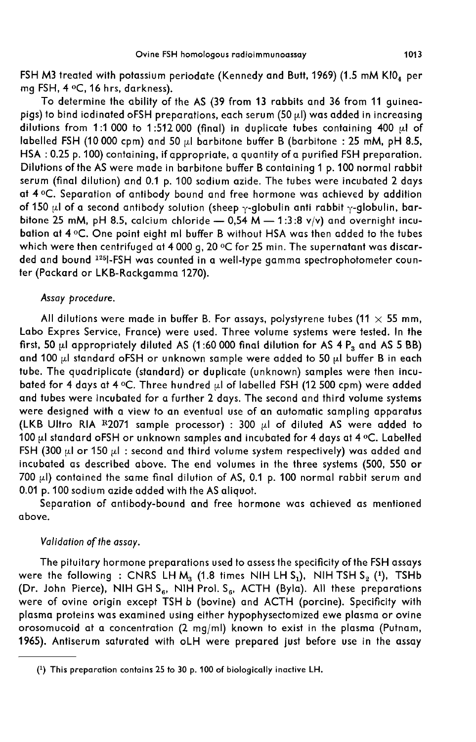FSH M3 treated with potassium periodate (Kennedy and Butt, 1969) (1.5 mM $KIO_4$ per mg FSH, 4 °C, 16 hrs, darkness).

To determine the ability of the AS (39 from 13 rabbits and 36 from 11 guinea-pigs) to bind iodinated oFSH preparations, each serum (50 µl) was added in increasing dilutions from 1:1 000 to 1:512 000 (final) in duplicate tubes containing 400 µl of labelled FSH (10 000 cpm) and 50 µl barbitone buffer B (barbitone : 25 mM, pH 8.5, HSA : 0.25 p. 100) containing, if appropriate, a quantity of a purified FSH preparation. Dilutions of the AS were made in barbitone buffer B containing 1 p. 100 normal rabbit serum (final dilution) and 0.1 p. 100 sodium azide. The tubes were incubated 2 days at 4 °C. Separation of antibody bound and free hormone was achieved by addition of 150 µl of a second antibody solution (sheep γ-globulin anti rabbit γ-globulin, barbitone 25 mM, pH 8.5, calcium chloride — 0,54 M — 1:3:8 v/v) and overnight incubation at 4 °C. One point eight ml buffer B without HSA was then added to the tubes which were then centrifuged at 4 000 g, 20 °C for 25 min. The supernatant was discarded and bound $^{125}$I-FSH was counted in a well-type gamma spectrophotometer counter (Packard or LKB-Rackgamma 1270).

*Assay procedure.*

All dilutions were made in buffer B. For assays, polystyrene tubes (11 × 55 mm, Labo Expres Service, France) were used. Three volume systems were tested. In the first, 50 µl appropriately diluted AS (1:60 000 final dilution for AS 4 $P_3$ and AS 5 BB) and 100 µl standard oFSH or unknown sample were added to 50 µl buffer B in each tube. The quadriplicate (standard) or duplicate (unknown) samples were then incubated for 4 days at 4 °C. Three hundred µl of labelled FSH (12 500 cpm) were added and tubes were incubated for a further 2 days. The second and third volume systems were designed with a view to an eventual use of an automatic sampling apparatus (LKB Ultro RIA ®2071 sample processor) : 300 µl of diluted AS were added to 100 µl standard oFSH or unknown samples and incubated for 4 days at 4 °C. Labelled FSH (300 µl or 150 µl : second and third volume system respectively) was added and incubated as described above. The end volumes in the three systems (500, 550 or 700 µl) contained the same final dilution of AS, 0.1 p. 100 normal rabbit serum and 0.01 p. 100 sodium azide added with the AS aliquot.

Separation of antibody-bound and free hormone was achieved as mentioned above.

*Validation of the assay.*

The pituitary hormone preparations used to assess the specificity of the FSH assays were the following : CNRS LH $M_3$ (1.8 times NIH LH $S_1$), NIH TSH $S_2$ [1], TSHb (Dr. John Pierce), NIH GH $S_6$, NIH Prol. $S_6$, ACTH (Byla). All these preparations were of ovine origin except TSH b (bovine) and ACTH (porcine). Specificity with plasma proteins was examined using either hypophysectomized ewe plasma or ovine orosomucoid at a concentration (2 mg/ml) known to exist in the plasma (Putnam, 1965). Antiserum saturated with oLH were prepared just before use in the assay

[1] This preparation contains 25 to 30 p. 100 of biologically inactive LH.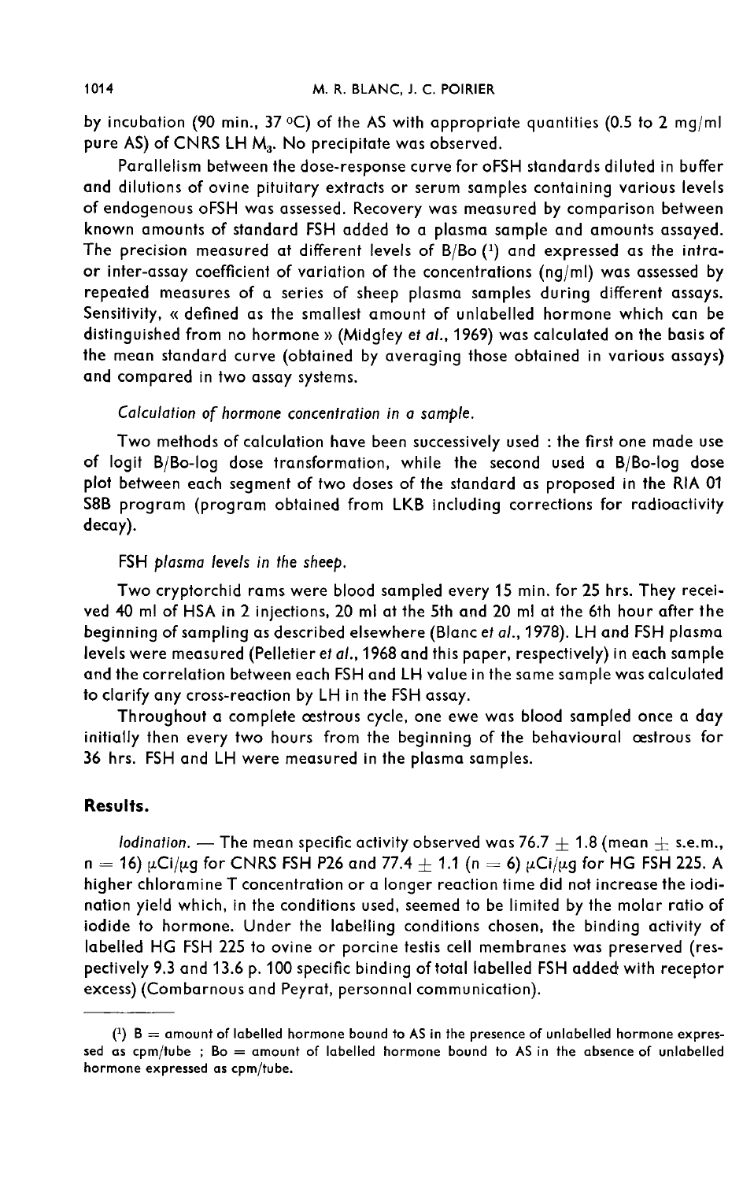by incubation (90 min., 37 °C) of the AS with appropriate quantities (0.5 to 2 mg/ml pure AS) of CNRS LH $M_3$. No precipitate was observed.

Parallelism between the dose-response curve for oFSH standards diluted in buffer and dilutions of ovine pituitary extracts or serum samples containing various levels of endogenous oFSH was assessed. Recovery was measured by comparison between known amounts of standard FSH added to a plasma sample and amounts assayed. The precision measured at different levels of B/Bo [1] and expressed as the intra- or inter-assay coefficient of variation of the concentrations (ng/ml) was assessed by repeated measures of a series of sheep plasma samples during different assays. Sensitivity, « defined as the smallest amount of unlabelled hormone which can be distinguished from no hormone » (Midgley *et al.*, 1969) was calculated on the basis of the mean standard curve (obtained by averaging those obtained in various assays) and compared in two assay systems.

*Calculation of hormone concentration in a sample.*

Two methods of calculation have been successively used : the first one made use of logit B/Bo-log dose transformation, while the second used a B/Bo-log dose plot between each segment of two doses of the standard as proposed in the RIA 01 S8B program (program obtained from LKB including corrections for radioactivity decay).

FSH *plasma levels in the sheep.*

Two cryptorchid rams were blood sampled every 15 min. for 25 hrs. They received 40 ml of HSA in 2 injections, 20 ml at the 5th and 20 ml at the 6th hour after the beginning of sampling as described elsewhere (Blanc *et al.*, 1978). LH and FSH plasma levels were measured (Pelletier *et al.*, 1968 and this paper, respectively) in each sample and the correlation between each FSH and LH value in the same sample was calculated to clarify any cross-reaction by LH in the FSH assay.

Throughout a complete œstrous cycle, one ewe was blood sampled once a day initially then every two hours from the beginning of the behavioural œstrous for 36 hrs. FSH and LH were measured in the plasma samples.

## Results.

*Iodination.* — The mean specific activity observed was 76.7 ± 1.8 (mean ± s.e.m., n = 16) μCi/μg for CNRS FSH P26 and 77.4 ± 1.1 (n = 6) μCi/μg for HG FSH 225. A higher chloramine T concentration or a longer reaction time did not increase the iodination yield which, in the conditions used, seemed to be limited by the molar ratio of iodide to hormone. Under the labelling conditions chosen, the binding activity of labelled HG FSH 225 to ovine or porcine testis cell membranes was preserved (respectively 9.3 and 13.6 p. 100 specific binding of total labelled FSH added with receptor excess) (Combarnous and Peyrat, personnal communication).

---

[1] B = amount of labelled hormone bound to AS in the presence of unlabelled hormone expressed as cpm/tube ; Bo = amount of labelled hormone bound to AS in the absence of unlabelled hormone expressed as cpm/tube.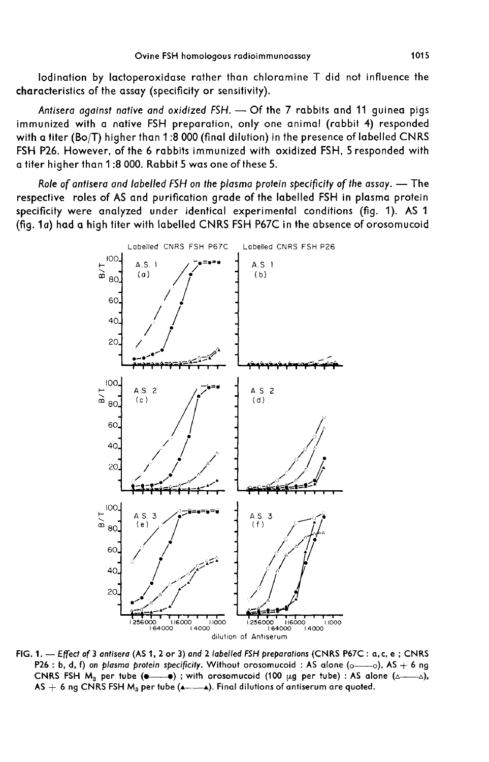Iodination by lactoperoxidase rather than chloramine T did not influence the characteristics of the assay (specificity or sensitivity).

*Antisera against native and oxidized FSH.* — Of the 7 rabbits and 11 guinea pigs immunized with a native FSH preparation, only one animal (rabbit 4) responded with a titer (Bo/T) higher than 1 :8 000 (final dilution) in the presence of labelled CNRS FSH P26. However, of the 6 rabbits immunized with oxidized FSH, 5 responded with a titer higher than 1 :8 000. Rabbit 5 was one of these 5.

*Role of antisera and labelled FSH on the plasma protein specificity of the assay.* — The respective roles of AS and purification grade of the labelled FSH in plasma protein specificity were analyzed under identical experimental conditions (fig. 1). AS 1 (fig. 1*a*) had a high titer with labelled CNRS FSH P67C in the absence of orosomucoid

FIG. 1. — *Effect of 3 antisera (AS 1, 2 or 3) and 2 labelled FSH preparations (CNRS P67C : a, c, e ; CNRS P26 : b, d, f) on plasma protein specificity.* Without orosomucoid : AS alone (o——o), AS + 6 ng CNRS FSH $M_3$ per tube (●——●) ; with orosomucoid (100 μg per tube) : AS alone (△——△), AS + 6 ng CNRS FSH $M_3$ per tube (▲——▲). Final dilutions of antiserum are quoted.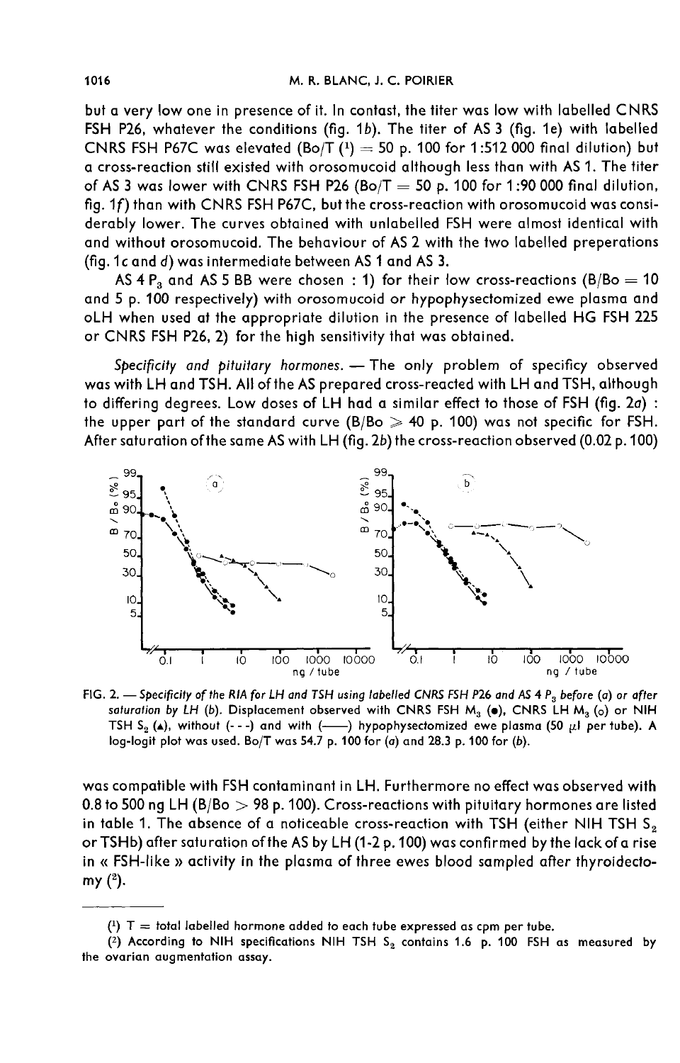but a very low one in presence of it. In contast, the titer was low with labelled CNRS FSH P26, whatever the conditions (fig. 1*b*). The titer of AS 3 (fig. 1*e*) with labelled CNRS FSH P67C was elevated (Bo/T [1] = 50 p. 100 for 1:512 000 final dilution) but a cross-reaction still existed with orosomucoid although less than with AS 1. The titer of AS 3 was lower with CNRS FSH P26 (Bo/T = 50 p. 100 for 1:90 000 final dilution, fig. 1*f*) than with CNRS FSH P67C, but the cross-reaction with orosomucoid was considerably lower. The curves obtained with unlabelled FSH were almost identical with and without orosomucoid. The behaviour of AS 2 with the two labelled preperations (fig. 1*c* and *d*) was intermediate between AS 1 and AS 3.

AS 4 $P_3$ and AS 5 BB were chosen : 1) for their low cross-reactions (B/Bo = 10 and 5 p. 100 respectively) with orosomucoid or hypophysectomized ewe plasma and oLH when used at the appropriate dilution in the presence of labelled HG FSH 225 or CNRS FSH P26, 2) for the high sensitivity that was obtained.

*Specificity and pituitary hormones.* — The only problem of specificy observed was with LH and TSH. All of the AS prepared cross-reacted with LH and TSH, although to differing degrees. Low doses of LH had a similar effect to those of FSH (fig. 2*a*) : the upper part of the standard curve (B/Bo $\geqslant$ 40 p. 100) was not specific for FSH. After saturation of the same AS with LH (fig. 2*b*) the cross-reaction observed (0.02 p. 100) was compatible with FSH contaminant in LH. Furthermore no effect was observed with 0.8 to 500 ng LH (B/Bo > 98 p. 100). Cross-reactions with pituitary hormones are listed in table 1. The absence of a noticeable cross-reaction with TSH (either NIH TSH $S_2$ or TSHb) after saturation of the AS by LH (1-2 p. 100) was confirmed by the lack of a rise in « FSH-like » activity in the plasma of three ewes blood sampled after thyroidectomy [2].

FIG. 2. — *Specificity of the RIA for LH and TSH using labelled CNRS FSH P26 and AS 4 $P_3$ before (a) or after saturation by LH (b). Displacement observed with CNRS FSH $M_3$ (●), CNRS LH $M_3$ (○) or NIH TSH $S_2$ (▲), without (- - -) and with (——) hypophysectomized ewe plasma (50 µl per tube). A log-logit plot was used. Bo/T was 54.7 p. 100 for (a) and 28.3 p. 100 for (b).*

[1] T = total labelled hormone added to each tube expressed as cpm per tube.

[2] According to NIH specifications NIH TSH $S_2$ contains 1.6 p. 100 FSH as measured by the ovarian augmentation assay.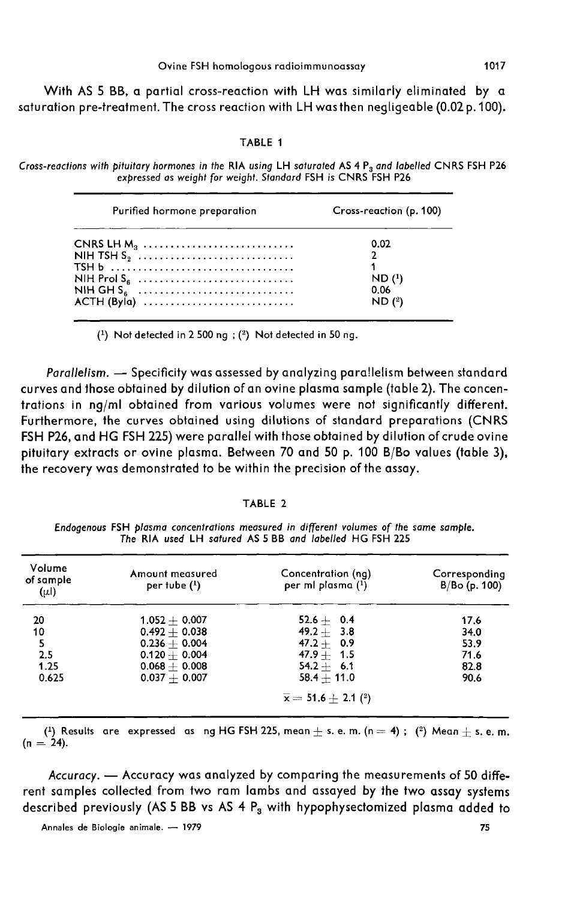With AS 5 BB, a partial cross-reaction with LH was similarly eliminated by a saturation pre-treatment. The cross reaction with LH was then negligeable (0.02 p. 100).

TABLE 1

*Cross-reactions with pituitary hormones in the RIA using LH saturated AS 4 $P_3$ and labelled CNRS FSH P26 expressed as weight for weight. Standard FSH is CNRS FSH P26*

| Purified hormone preparation | Cross-reaction (p. 100) |
|---|---|
| CNRS LH $M_3$ | 0.02 |
| NIH TSH $S_2$ | 2 |
| TSH b | 1 |
| NIH Prol $S_6$ | ND (1) |
| NIH GH $S_6$ | 0.06 |
| ACTH (Byla) | ND (2) |

(1) Not detected in 2 500 ng ; (2) Not detected in 50 ng.

*Parallelism.* — Specificity was assessed by analyzing parallelism between standard curves and those obtained by dilution of an ovine plasma sample (table 2). The concentrations in ng/ml obtained from various volumes were not significantly different. Furthermore, the curves obtained using dilutions of standard preparations (CNRS FSH P26, and HG FSH 225) were parallel with those obtained by dilution of crude ovine pituitary extracts or ovine plasma. Between 70 and 50 p. 100 B/Bo values (table 3), the recovery was demonstrated to be within the precision of the assay.

TABLE 2

*Endogenous FSH plasma concentrations measured in different volumes of the same sample. The RIA used LH satured AS 5 BB and labelled HG FSH 225*

| Volume of sample (µl) | Amount measured per tube (1) | Concentration (ng) per ml plasma (1) | Corresponding B/Bo (p. 100) |
|---|---|---|---|
| 20 | $1.052 \pm 0.007$ | $52.6 \pm 0.4$ | 17.6 |
| 10 | $0.492 \pm 0.038$ | $49.2 \pm 3.8$ | 34.0 |
| 5 | $0.236 \pm 0.004$ | $47.2 \pm 0.9$ | 53.9 |
| 2.5 | $0.120 \pm 0.004$ | $47.9 \pm 1.5$ | 71.6 |
| 1.25 | $0.068 \pm 0.008$ | $54.2 \pm 6.1$ | 82.8 |
| 0.625 | $0.037 \pm 0.007$ | $58.4 \pm 11.0$ | 90.6 |
| | | $\overline{x} = 51.6 \pm 2.1$ (2) | |

(1) Results are expressed as ng HG FSH 225, mean ± s. e. m. (n = 4) ; (2) Mean ± s. e. m. (n = 24).

*Accuracy.* — Accuracy was analyzed by comparing the measurements of 50 different samples collected from two ram lambs and assayed by the two assay systems described previously (AS 5 BB vs AS 4 $P_3$ with hypophysectomized plasma added to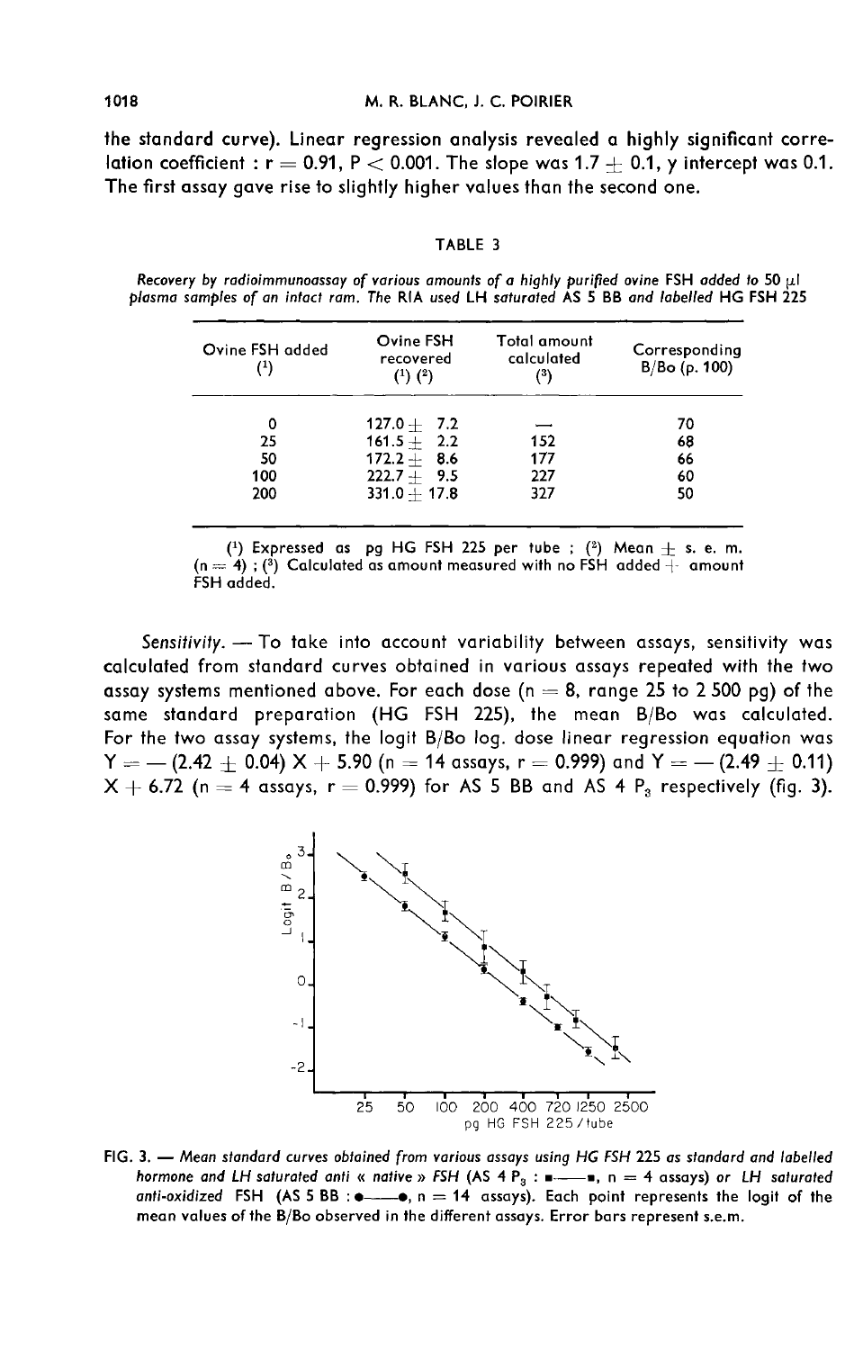the standard curve). Linear regression analysis revealed a highly significant correlation coefficient : $r = 0.91$, $P < 0.001$. The slope was $1.7 \pm 0.1$, y intercept was 0.1. The first assay gave rise to slightly higher values than the second one.

TABLE 3

*Recovery by radioimmunoassay of various amounts of a highly purified ovine FSH added to 50 µl plasma samples of an intact ram. The RIA used LH saturated AS 5 BB and labelled HG FSH 225*

| Ovine FSH added (1) | Ovine FSH recovered (1) (2) | Total amount calculated (3) | Corresponding B/Bo (p. 100) |
|---|---|---|---|
| 0 | $127.0 \pm 7.2$ | — | 70 |
| 25 | $161.5 \pm 2.2$ | 152 | 68 |
| 50 | $172.2 \pm 8.6$ | 177 | 66 |
| 100 | $222.7 \pm 9.5$ | 227 | 60 |
| 200 | $331.0 \pm 17.8$ | 327 | 50 |

(1) Expressed as pg HG FSH 225 per tube ; (2) Mean $\pm$ s. e. m. ($n = 4$) ; (3) Calculated as amount measured with no FSH added + amount FSH added.

*Sensitivity.* — To take into account variability between assays, sensitivity was calculated from standard curves obtained in various assays repeated with the two assay systems mentioned above. For each dose ($n = 8$, range 25 to 2 500 pg) of the same standard preparation (HG FSH 225), the mean B/Bo was calculated. For the two assay systems, the logit B/Bo log. dose linear regression equation was $Y = -(2.42 \pm 0.04) X + 5.90$ ($n = 14$ assays, $r = 0.999$) and $Y = -(2.49 \pm 0.11) X + 6.72$ ($n = 4$ assays, $r = 0.999$) for AS 5 BB and AS 4 $P_3$ respectively (fig. 3).

FIG. 3. — *Mean standard curves obtained from various assays using HG FSH 225 as standard and labelled hormone and LH saturated anti « native » FSH (AS 4 $P_3$ : ■——■, $n = 4$ assays) or LH saturated anti-oxidized FSH (AS 5 BB : ●——●, $n = 14$ assays). Each point represents the logit of the mean values of the B/Bo observed in the different assays. Error bars represent s.e.m.*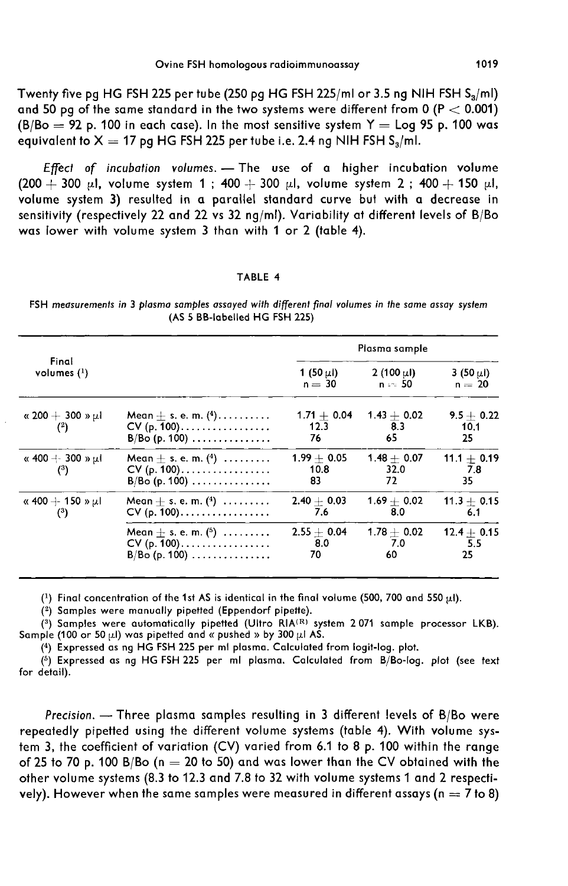Twenty five pg HG FSH 225 per tube (250 pg HG FSH 225/ml or 3.5 ng NIH FSH $S_3$/ml) and 50 pg of the same standard in the two systems were different from 0 ($P < 0.001$) (B/Bo = 92 p. 100 in each case). In the most sensitive system Y = Log 95 p. 100 was equivalent to X = 17 pg HG FSH 225 per tube i.e. 2.4 ng NIH FSH $S_3$/ml.

*Effect of incubation volumes.* — The use of a higher incubation volume (200 + 300 µl, volume system 1 ; 400 + 300 µl, volume system 2 ; 400 + 150 µl, volume system 3) resulted in a parallel standard curve but with a decrease in sensitivity (respectively 22 and 22 vs 32 ng/ml). Variability at different levels of B/Bo was lower with volume system 3 than with 1 or 2 (table 4).

TABLE 4

*FSH measurements in 3 plasma samples assayed with different final volumes in the same assay system* (AS 5 BB-labelled HG FSH 225)

| Final volumes [1] | | Plasma sample | | |
|---|---|---|---|---|
| | | 1 (50 µl) n = 30 | 2 (100 µl) n = 50 | 3 (50 µl) n = 20 |
| « 200 + 300 » µl [2] | Mean ± s. e. m. [4] | 1.71 ± 0.04 | 1.43 ± 0.02 | 9.5 ± 0.22 |
| | CV (p. 100) | 12.3 | 8.3 | 10.1 |
| | B/Bo (p. 100) | 76 | 65 | 25 |
| « 400 + 300 » µl [3] | Mean ± s. e. m. [4] | 1.99 ± 0.05 | 1.48 ± 0.07 | 11.1 ± 0.19 |
| | CV (p. 100) | 10.8 | 32.0 | 7.8 |
| | B/Bo (p. 100) | 83 | 72 | 35 |
| « 400 + 150 » µl [3] | Mean ± s. e. m. [4] | 2.40 ± 0.03 | 1.69 ± 0.02 | 11.3 ± 0.15 |
| | CV (p. 100) | 7.6 | 8.0 | 6.1 |
| | Mean ± s. e. m. [5] | 2.55 ± 0.04 | 1.78 ± 0.02 | 12.4 ± 0.15 |
| | CV (p. 100) | 8.0 | 7.0 | 5.5 |
| | B/Bo (p. 100) | 70 | 60 | 25 |

[1] Final concentration of the 1st AS is identical in the final volume (500, 700 and 550 µl).

[2] Samples were manually pipetted (Eppendorf pipette).

[3] Samples were automatically pipetted (Ultro RIA[R] system 2 071 sample processor LKB). Sample (100 or 50 µl) was pipetted and « pushed » by 300 µl AS.

[4] Expressed as ng HG FSH 225 per ml plasma. Calculated from logit-log. plot.

[5] Expressed as ng HG FSH 225 per ml plasma. Calculated from B/Bo-log. plot (see text for detail).

*Precision.* — Three plasma samples resulting in 3 different levels of B/Bo were repeatedly pipetted using the different volume systems (table 4). With volume system 3, the coefficient of variation (CV) varied from 6.1 to 8 p. 100 within the range of 25 to 70 p. 100 B/Bo (n = 20 to 50) and was lower than the CV obtained with the other volume systems (8.3 to 12.3 and 7.8 to 32 with volume systems 1 and 2 respectively). However when the same samples were measured in different assays (n = 7 to 8)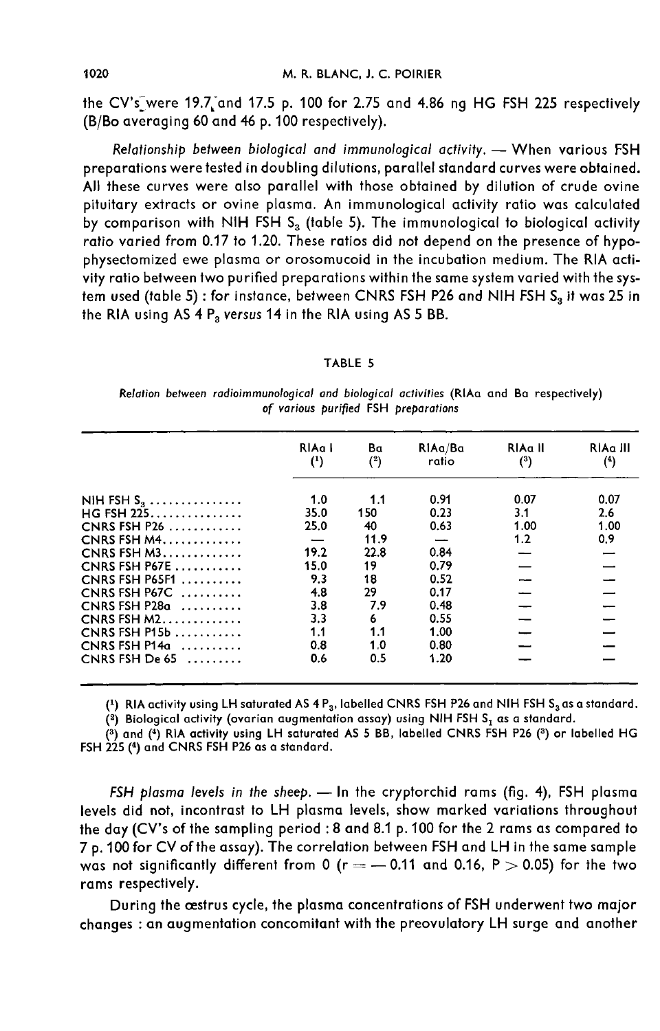the CV's were 19.7 and 17.5 p. 100 for 2.75 and 4.86 ng HG FSH 225 respectively (B/Bo averaging 60 and 46 p. 100 respectively).

*Relationship between biological and immunological activity.* — When various FSH preparations were tested in doubling dilutions, parallel standard curves were obtained. All these curves were also parallel with those obtained by dilution of crude ovine pituitary extracts or ovine plasma. An immunological activity ratio was calculated by comparison with NIH FSH $S_3$ (table 5). The immunological to biological activity ratio varied from 0.17 to 1.20. These ratios did not depend on the presence of hypophysectomized ewe plasma or orosomucoid in the incubation medium. The RIA activity ratio between two purified preparations within the same system varied with the system used (table 5) : for instance, between CNRS FSH P26 and NIH FSH $S_3$ it was 25 in the RIA using AS 4 $P_3$ *versus* 14 in the RIA using AS 5 BB.

TABLE 5

*Relation between radioimmunological and biological activities* (RIAa and Ba respectively) *of various purified FSH preparations*

| | RIAa I (1) | Ba (2) | RIAa/Ba ratio | RIAa II (3) | RIAa III (4) |
|---|---|---|---|---|---|
| NIH FSH $S_3$ | 1.0 | 1.1 | 0.91 | 0.07 | 0.07 |
| HG FSH 225 | 35.0 | 150 | 0.23 | 3.1 | 2.6 |
| CNRS FSH P26 | 25.0 | 40 | 0.63 | 1.00 | 1.00 |
| CNRS FSH M4 | — | 11.9 | — | 1.2 | 0.9 |
| CNRS FSH M3 | 19.2 | 22.8 | 0.84 | — | — |
| CNRS FSH P67E | 15.0 | 19 | 0.79 | — | — |
| CNRS FSH P65F1 | 9.3 | 18 | 0.52 | — | — |
| CNRS FSH P67C | 4.8 | 29 | 0.17 | — | — |
| CNRS FSH P28a | 3.8 | 7.9 | 0.48 | — | — |
| CNRS FSH M2 | 3.3 | 6 | 0.55 | — | — |
| CNRS FSH P15b | 1.1 | 1.1 | 1.00 | — | — |
| CNRS FSH P14a | 0.8 | 1.0 | 0.80 | — | — |
| CNRS FSH De 65 | 0.6 | 0.5 | 1.20 | — | — |

(1) RIA activity using LH saturated AS 4 $P_3$, labelled CNRS FSH P26 and NIH FSH $S_3$ as a standard.

(2) Biological activity (ovarian augmentation assay) using NIH FSH $S_1$ as a standard.

(3) and (4) RIA activity using LH saturated AS 5 BB, labelled CNRS FSH P26 (3) or labelled HG FSH 225 (4) and CNRS FSH P26 as a standard.

*FSH plasma levels in the sheep.* — In the cryptorchid rams (fig. 4), FSH plasma levels did not, incontrast to LH plasma levels, show marked variations throughout the day (CV's of the sampling period : 8 and 8.1 p. 100 for the 2 rams as compared to 7 p. 100 for CV of the assay). The correlation between FSH and LH in the same sample was not significantly different from 0 ($r = -0.11$ and $0.16$, $P > 0.05$) for the two rams respectively.

During the œstrus cycle, the plasma concentrations of FSH underwent two major changes : an augmentation concomitant with the preovulatory LH surge and another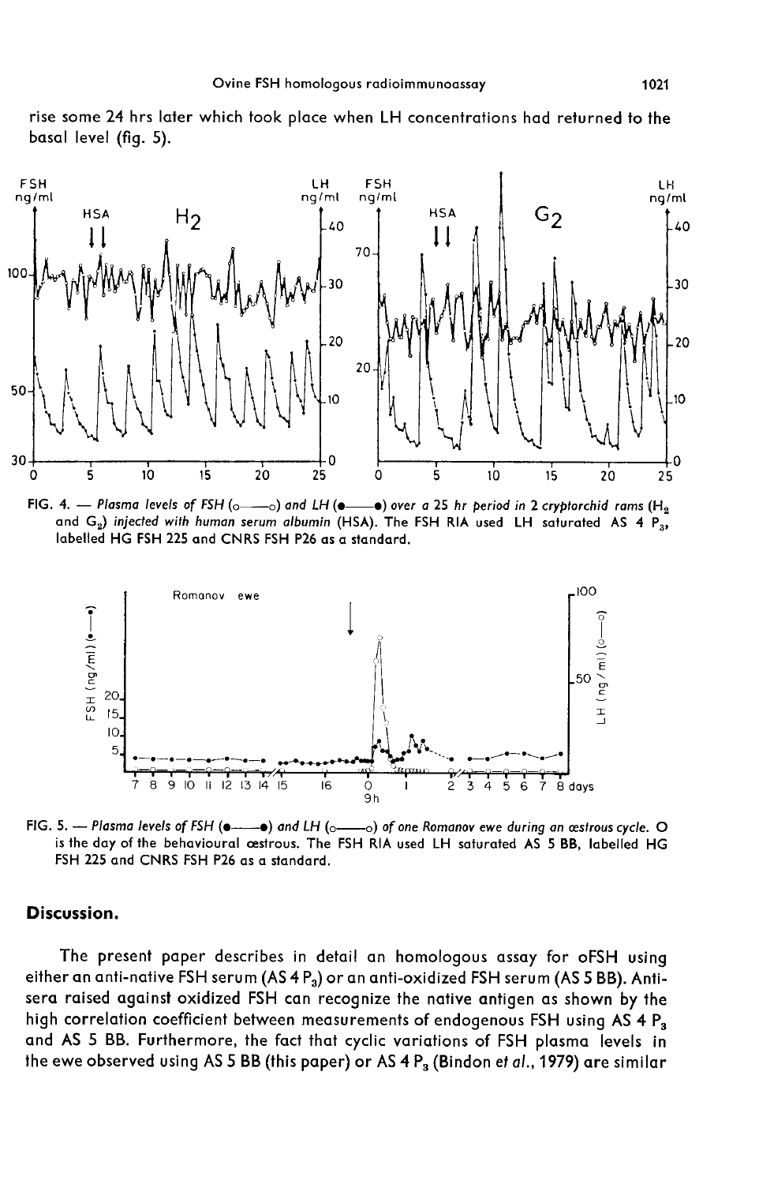rise some 24 hrs later which took place when LH concentrations had returned to the basal level (fig. 5).

FIG. 4. — *Plasma levels of FSH (o——o) and LH (●——●) over a 25 hr period in 2 cryptorchid rams ($H_2$ and $G_2$) injected with human serum albumin (HSA). The FSH RIA used LH saturated AS 4 $P_3$, labelled HG FSH 225 and CNRS FSH P26 as a standard.*

FIG. 5. — *Plasma levels of FSH (●——●) and LH (o——o) of one Romanov ewe during an œstrous cycle. O is the day of the behavioural œstrous. The FSH RIA used LH saturated AS 5 BB, labelled HG FSH 225 and CNRS FSH P26 as a standard.*

## Discussion.

The present paper describes in detail an homologous assay for oFSH using either an anti-native FSH serum (AS 4 $P_3$) or an anti-oxidized FSH serum (AS 5 BB). Antisera raised against oxidized FSH can recognize the native antigen as shown by the high correlation coefficient between measurements of endogenous FSH using AS 4 $P_3$ and AS 5 BB. Furthermore, the fact that cyclic variations of FSH plasma levels in the ewe observed using AS 5 BB (this paper) or AS 4 $P_3$ (Bindon *et al.*, 1979) are similar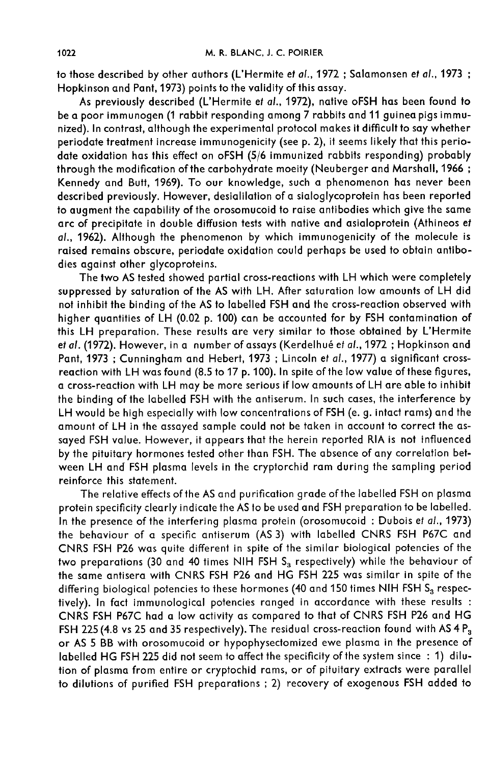to those described by other authors (L'Hermite *et al.*, 1972 ; Salamonsen *et al.*, 1973 ; Hopkinson and Pant, 1973) points to the validity of this assay.

As previously described (L'Hermite *et al.*, 1972), native oFSH has been found to be a poor immunogen (1 rabbit responding among 7 rabbits and 11 guinea pigs immunized). In contrast, although the experimental protocol makes it difficult to say whether periodate treatment increase immunogenicity (see p. 2), it seems likely that this periodate oxidation has this effect on oFSH (5/6 immunized rabbits responding) probably through the modification of the carbohydrate moeity (Neuberger and Marshall, 1966 ; Kennedy and Butt, 1969). To our knowledge, such a phenomenon has never been described previously. However, desialilation of a sialoglycoprotein has been reported to augment the capability of the orosomucoid to raise antibodies which give the same arc of precipitate in double diffusion tests with native and asialoprotein (Athineos *et al.*, 1962). Although the phenomenon by which immunogenicity of the molecule is raised remains obscure, periodate oxidation could perhaps be used to obtain antibodies against other glycoproteins.

The two AS tested showed partial cross-reactions with LH which were completely suppressed by saturation of the AS with LH. After saturation low amounts of LH did not inhibit the binding of the AS to labelled FSH and the cross-reaction observed with higher quantities of LH (0.02 p. 100) can be accounted for by FSH contamination of this LH preparation. These results are very similar to those obtained by L'Hermite *et al.* (1972). However, in a number of assays (Kerdelhué *et al.*, 1972 ; Hopkinson and Pant, 1973 ; Cunningham and Hebert, 1973 ; Lincoln *et al.*, 1977) a significant cross-reaction with LH was found (8.5 to 17 p. 100). In spite of the low value of these figures, a cross-reaction with LH may be more serious if low amounts of LH are able to inhibit the binding of the labelled FSH with the antiserum. In such cases, the interference by LH would be high especially with low concentrations of FSH (e. g. intact rams) and the amount of LH in the assayed sample could not be taken in account to correct the assayed FSH value. However, it appears that the herein reported RIA is not influenced by the pituitary hormones tested other than FSH. The absence of any correlation between LH and FSH plasma levels in the cryptorchid ram during the sampling period reinforce this statement.

The relative effects of the AS and purification grade of the labelled FSH on plasma protein specificity clearly indicate the AS to be used and FSH preparation to be labelled. In the presence of the interfering plasma protein (orosomucoid : Dubois *et al.*, 1973) the behaviour of a specific antiserum (AS 3) with labelled CNRS FSH P67C and CNRS FSH P26 was quite different in spite of the similar biological potencies of the two preparations (30 and 40 times NIH FSH $S_3$ respectively) while the behaviour of the same antisera with CNRS FSH P26 and HG FSH 225 was similar in spite of the differing biological potencies to these hormones (40 and 150 times NIH FSH $S_3$ respectively). In fact immunological potencies ranged in accordance with these results : CNRS FSH P67C had a low activity as compared to that of CNRS FSH P26 and HG FSH 225 (4.8 vs 25 and 35 respectively). The residual cross-reaction found with AS 4 $P_3$ or AS 5 BB with orosomucoid or hypophysectomized ewe plasma in the presence of labelled HG FSH 225 did not seem to affect the specificity of the system since : 1) dilution of plasma from entire or cryptochid rams, or of pituitary extracts were parallel to dilutions of purified FSH preparations ; 2) recovery of exogenous FSH added to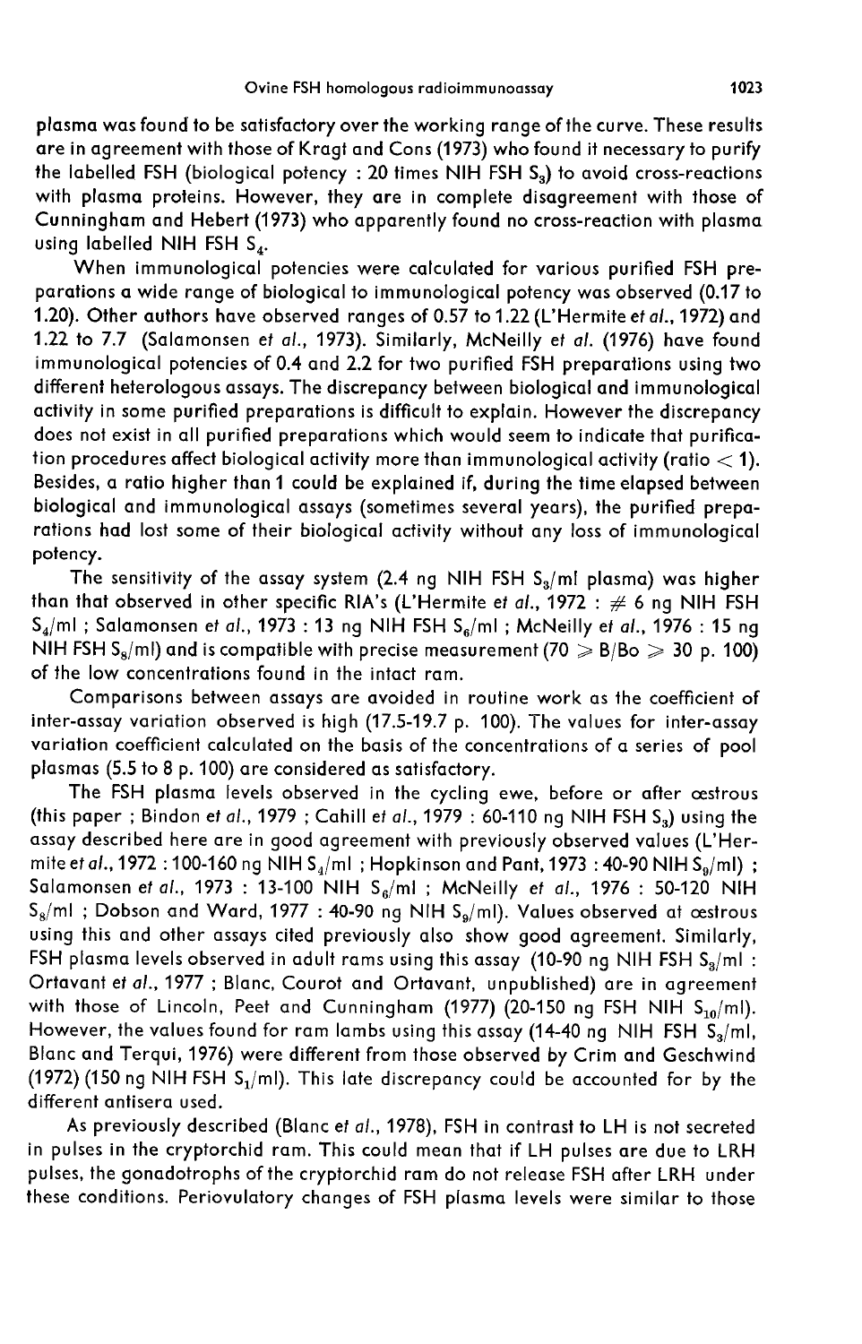plasma was found to be satisfactory over the working range of the curve. These results are in agreement with those of Kragt and Cons (1973) who found it necessary to purify the labelled FSH (biological potency : 20 times NIH FSH $S_3$) to avoid cross-reactions with plasma proteins. However, they are in complete disagreement with those of Cunningham and Hebert (1973) who apparently found no cross-reaction with plasma using labelled NIH FSH $S_4$.

When immunological potencies were calculated for various purified FSH preparations a wide range of biological to immunological potency was observed (0.17 to 1.20). Other authors have observed ranges of 0.57 to 1.22 (L'Hermite *et al.*, 1972) and 1.22 to 7.7 (Salamonsen *et al.*, 1973). Similarly, McNeilly *et al.* (1976) have found immunological potencies of 0.4 and 2.2 for two purified FSH preparations using two different heterologous assays. The discrepancy between biological and immunological activity in some purified preparations is difficult to explain. However the discrepancy does not exist in all purified preparations which would seem to indicate that purification procedures affect biological activity more than immunological activity (ratio $< 1$). Besides, a ratio higher than 1 could be explained if, during the time elapsed between biological and immunological assays (sometimes several years), the purified preparations had lost some of their biological activity without any loss of immunological potency.

The sensitivity of the assay system (2.4 ng NIH FSH $S_3$/ml plasma) was higher than that observed in other specific RIA's (L'Hermite *et al.*, 1972 : $\neq$ 6 ng NIH FSH $S_4$/ml ; Salamonsen *et al.*, 1973 : 13 ng NIH FSH $S_6$/ml ; McNeilly *et al.*, 1976 : 15 ng NIH FSH $S_8$/ml) and is compatible with precise measurement ($70 \geqslant B/Bo \geqslant 30$ p. 100) of the low concentrations found in the intact ram.

Comparisons between assays are avoided in routine work as the coefficient of inter-assay variation observed is high (17.5-19.7 p. 100). The values for inter-assay variation coefficient calculated on the basis of the concentrations of a series of pool plasmas (5.5 to 8 p. 100) are considered as satisfactory.

The FSH plasma levels observed in the cycling ewe, before or after œstrous (this paper ; Bindon *et al.*, 1979 ; Cahill *et al.*, 1979 : 60-110 ng NIH FSH $S_3$) using the assay described here are in good agreement with previously observed values (L'Hermite *et al.*, 1972 : 100-160 ng NIH $S_4$/ml ; Hopkinson and Pant, 1973 : 40-90 NIH $S_9$/ml) ; Salamonsen *et al.*, 1973 : 13-100 NIH $S_6$/ml ; McNeilly *et al.*, 1976 : 50-120 NIH $S_8$/ml ; Dobson and Ward, 1977 : 40-90 ng NIH $S_9$/ml). Values observed at œstrous using this and other assays cited previously also show good agreement. Similarly, FSH plasma levels observed in adult rams using this assay (10-90 ng NIH FSH $S_3$/ml : Ortavant *et al.*, 1977 ; Blanc, Courot and Ortavant, unpublished) are in agreement with those of Lincoln, Peet and Cunningham (1977) (20-150 ng FSH NIH $S_{10}$/ml). However, the values found for ram lambs using this assay (14-40 ng NIH FSH $S_3$/ml, Blanc and Terqui, 1976) were different from those observed by Crim and Geschwind (1972) (150 ng NIH FSH $S_1$/ml). This late discrepancy could be accounted for by the different antisera used.

As previously described (Blanc *et al.*, 1978), FSH in contrast to LH is not secreted in pulses in the cryptorchid ram. This could mean that if LH pulses are due to LRH pulses, the gonadotrophs of the cryptorchid ram do not release FSH after LRH under these conditions. Periovulatory changes of FSH plasma levels were similar to those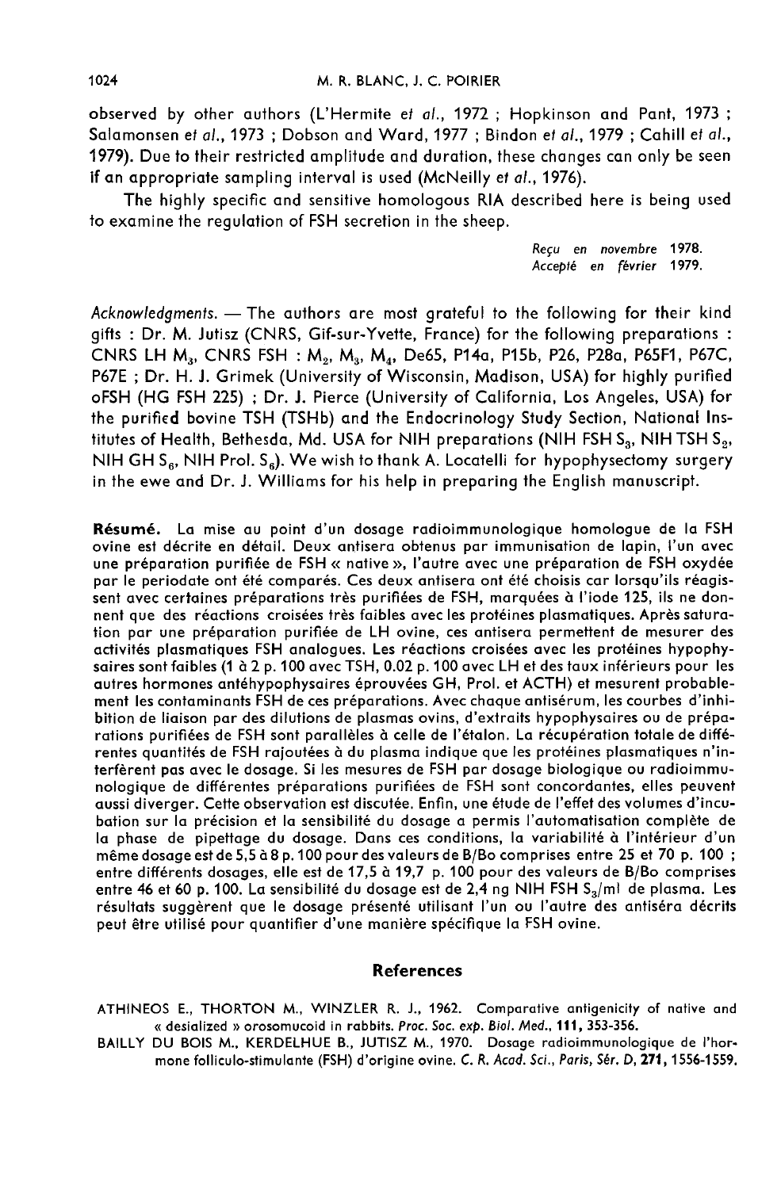observed by other authors (L'Hermite *et al.*, 1972 ; Hopkinson and Pant, 1973 ; Salamonsen *et al.*, 1973 ; Dobson and Ward, 1977 ; Bindon *et al.*, 1979 ; Cahill *et al.*, 1979). Due to their restricted amplitude and duration, these changes can only be seen if an appropriate sampling interval is used (McNeilly *et al.*, 1976).

The highly specific and sensitive homologous RIA described here is being used to examine the regulation of FSH secretion in the sheep.

*Reçu en novembre 1978.*
*Accepté en février 1979.*

*Acknowledgments.* — The authors are most grateful to the following for their kind gifts : Dr. M. Jutisz (CNRS, Gif-sur-Yvette, France) for the following preparations : CNRS LH $M_3$, CNRS FSH : $M_2$, $M_3$, $M_4$, De65, P14a, P15b, P26, P28a, P65F1, P67C, P67E ; Dr. H. J. Grimek (University of Wisconsin, Madison, USA) for highly purified oFSH (HG FSH 225) ; Dr. J. Pierce (University of California, Los Angeles, USA) for the purified bovine TSH (TSHb) and the Endocrinology Study Section, National Institutes of Health, Bethesda, Md. USA for NIH preparations (NIH FSH $S_3$, NIH TSH $S_2$, NIH GH $S_6$, NIH Prol. $S_6$). We wish to thank A. Locatelli for hypophysectomy surgery in the ewe and Dr. J. Williams for his help in preparing the English manuscript.

**Résumé.** La mise au point d'un dosage radioimmunologique homologue de la FSH ovine est décrite en détail. Deux antisera obtenus par immunisation de lapin, l'un avec une préparation purifiée de FSH « native », l'autre avec une préparation de FSH oxydée par le periodate ont été comparés. Ces deux antisera ont été choisis car lorsqu'ils réagissent avec certaines préparations très purifiées de FSH, marquées à l'iode 125, ils ne donnent que des réactions croisées très faibles avec les protéines plasmatiques. Après saturation par une préparation purifiée de LH ovine, ces antisera permettent de mesurer des activités plasmatiques FSH analogues. Les réactions croisées avec les protéines hypophysaires sont faibles (1 à 2 p. 100 avec TSH, 0.02 p. 100 avec LH et des taux inférieurs pour les autres hormones antéhypophysaires éprouvées GH, Prol. et ACTH) et mesurent probablement les contaminants FSH de ces préparations. Avec chaque antisérum, les courbes d'inhibition de liaison par des dilutions de plasmas ovins, d'extraits hypophysaires ou de préparations purifiées de FSH sont parallèles à celle de l'étalon. La récupération totale de différentes quantités de FSH rajoutées à du plasma indique que les protéines plasmatiques n'interfèrent pas avec le dosage. Si les mesures de FSH par dosage biologique ou radioimmunologique de différentes préparations purifiées de FSH sont concordantes, elles peuvent aussi diverger. Cette observation est discutée. Enfin, une étude de l'effet des volumes d'incubation sur la précision et la sensibilité du dosage a permis l'automatisation complète de la phase de pipettage du dosage. Dans ces conditions, la variabilité à l'intérieur d'un même dosage est de 5,5 à 8 p. 100 pour des valeurs de B/Bo comprises entre 25 et 70 p. 100 ; entre différents dosages, elle est de 17,5 à 19,7 p. 100 pour des valeurs de B/Bo comprises entre 46 et 60 p. 100. La sensibilité du dosage est de 2,4 ng NIH FSH $S_3$/ml de plasma. Les résultats suggèrent que le dosage présenté utilisant l'un ou l'autre des antiséra décrits peut être utilisé pour quantifier d'une manière spécifique la FSH ovine.

## References

ATHINEOS E., THORTON M., WINZLER R. J., 1962. Comparative antigenicity of native and « desialized » orosomucoid in rabbits. *Proc. Soc. exp. Biol. Med.*, **111**, 353-356.

BAILLY DU BOIS M., KERDELHUE B., JUTISZ M., 1970. Dosage radioimmunologique de l'hormone folliculo-stimulante (FSH) d'origine ovine. *C. R. Acad. Sci., Paris, Sér. D*, **271**, 1556-1559.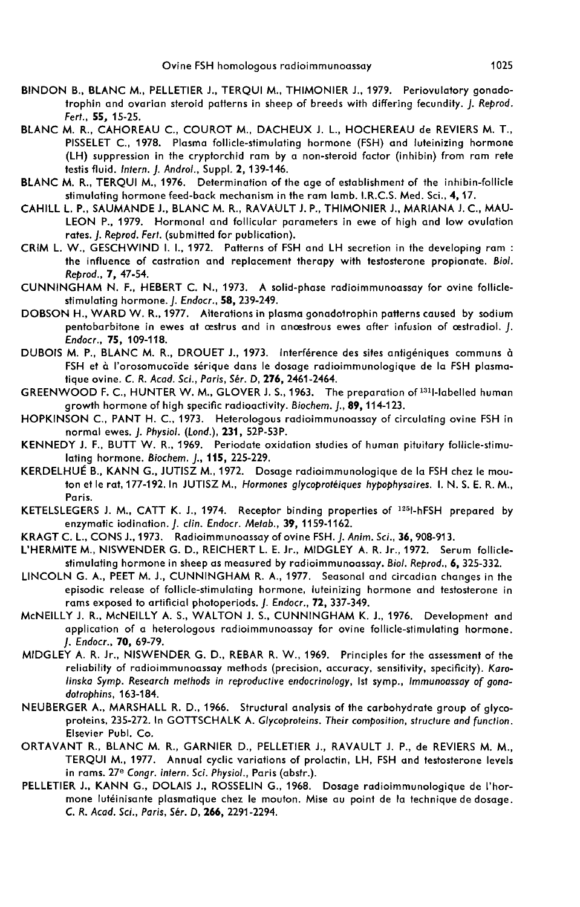BINDON B., BLANC M., PELLETIER J., TERQUI M., THIMONIER J., 1979. Periovulatory gonadotrophin and ovarian steroid patterns in sheep of breeds with differing fecundity. *J. Reprod. Fert.*, **55**, 15-25.

BLANC M. R., CAHOREAU C., COUROT M., DACHEUX J. L., HOCHEREAU de REVIERS M. T., PISSELET C., 1978. Plasma follicle-stimulating hormone (FSH) and luteinizing hormone (LH) suppression in the cryptorchid ram by a non-steroid factor (inhibin) from ram rete testis fluid. *Intern. J. Androl.*, Suppl. **2**, 139-146.

BLANC M. R., TERQUI M., 1976. Determination of the age of establishment of the inhibin-follicle stimulating hormone feed-back mechanism in the ram lamb. I.R.C.S. Med. Sci., **4**, 17.

CAHILL L. P., SAUMANDE J., BLANC M. R., RAVAULT J. P., THIMONIER J., MARIANA J. C., MAULEON P., 1979. Hormonal and follicular parameters in ewe of high and low ovulation rates. *J. Reprod. Fert.* (submitted for publication).

CRIM L. W., GESCHWIND I. I., 1972. Patterns of FSH and LH secretion in the developing ram : the influence of castration and replacement therapy with testosterone propionate. *Biol. Reprod.*, **7**, 47-54.

CUNNINGHAM N. F., HEBERT C. N., 1973. A solid-phase radioimmunoassay for ovine follicle-stimulating hormone. *J. Endocr.*, **58**, 239-249.

DOBSON H., WARD W. R., 1977. Alterations in plasma gonadotrophin patterns caused by sodium pentobarbitone in ewes at œstrus and in anœstrous ewes after infusion of œstradiol. *J. Endocr.*, **75**, 109-118.

DUBOIS M. P., BLANC M. R., DROUET J., 1973. Interférence des sites antigéniques communs à FSH et à l'orosomucoïde sérique dans le dosage radioimmunologique de la FSH plasmatique ovine. *C. R. Acad. Sci., Paris, Sér. D*, **276**, 2461-2464.

GREENWOOD F. C., HUNTER W. M., GLOVER J. S., 1963. The preparation of $^{131}$I-labelled human growth hormone of high specific radioactivity. *Biochem. J.*, **89**, 114-123.

HOPKINSON C., PANT H. C., 1973. Heterologous radioimmunoassay of circulating ovine FSH in normal ewes. *J. Physiol. (Lond.)*, **231**, 52P-53P.

KENNEDY J. F., BUTT W. R., 1969. Periodate oxidation studies of human pituitary follicle-stimulating hormone. *Biochem. J.*, **115**, 225-229.

KERDELHUÉ B., KANN G., JUTISZ M., 1972. Dosage radioimmunologique de la FSH chez le mouton et le rat, 177-192. In JUTISZ M., *Hormones glycoprotéiques hypophysaires*. I. N. S. E. R. M., Paris.

KETELSLEGERS J. M., CATT K. J., 1974. Receptor binding properties of $^{125}$I-hFSH prepared by enzymatic iodination. *J. clin. Endocr. Metab.*, **39**, 1159-1162.

KRAGT C. L., CONS J., 1973. Radioimmunoassay of ovine FSH. *J. Anim. Sci.*, **36**, 908-913.

L'HERMITE M., NISWENDER G. D., REICHERT L. E. Jr., MIDGLEY A. R. Jr., 1972. Serum follicle-stimulating hormone in sheep as measured by radioimmunoassay. *Biol. Reprod.*, **6**, 325-332.

LINCOLN G. A., PEET M. J., CUNNINGHAM R. A., 1977. Seasonal and circadian changes in the episodic release of follicle-stimulating hormone, luteinizing hormone and testosterone in rams exposed to artificial photoperiods. *J. Endocr.*, **72**, 337-349.

McNEILLY J. R., McNEILLY A. S., WALTON J. S., CUNNINGHAM K. J., 1976. Development and application of a heterologous radioimmunoassay for ovine follicle-stimulating hormone. *J. Endocr.*, **70**, 69-79.

MIDGLEY A. R. Jr., NISWENDER G. D., REBAR R. W., 1969. Principles for the assessment of the reliability of radioimmunoassay methods (precision, accuracy, sensitivity, specificity). *Karolinska Symp. Research methods in reproductive endocrinology*, Ist symp., *Immunoassay of gonadotrophins*, 163-184.

NEUBERGER A., MARSHALL R. D., 1966. Structural analysis of the carbohydrate group of glycoproteins, 235-272. In GOTTSCHALK A. *Glycoproteins. Their composition, structure and function*. Elsevier Publ. Co.

ORTAVANT R., BLANC M. R., GARNIER D., PELLETIER J., RAVAULT J. P., de REVIERS M. M., TERQUI M., 1977. Annual cyclic variations of prolactin, LH, FSH and testosterone levels in rams. 27e *Congr. intern. Sci. Physiol.*, Paris (abstr.).

PELLETIER J., KANN G., DOLAIS J., ROSSELIN G., 1968. Dosage radioimmunologique de l'hormone lutéinisante plasmatique chez le mouton. Mise au point de la technique de dosage. *C. R. Acad. Sci., Paris, Sér. D*, **266**, 2291-2294.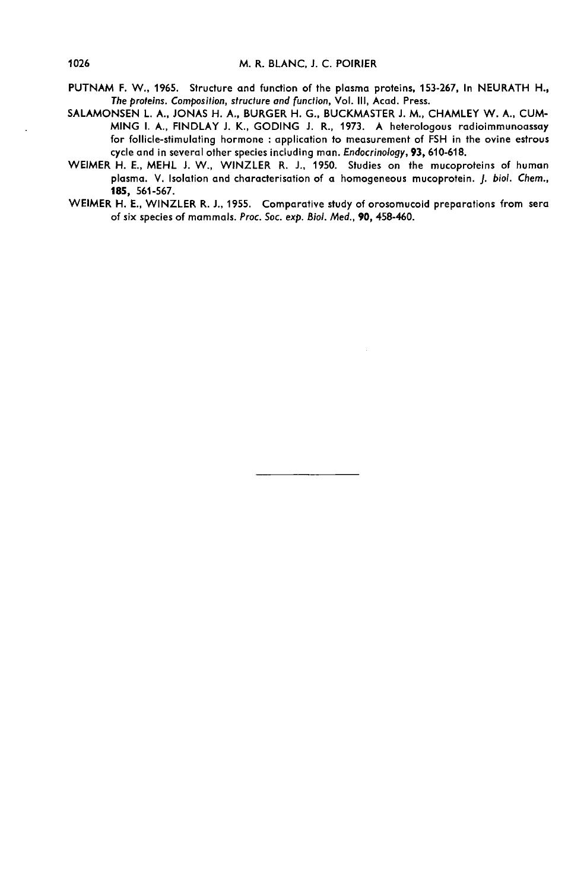PUTNAM F. W., 1965. Structure and function of the plasma proteins, 153-267, In NEURATH H., *The proteins. Composition, structure and function*, Vol. III, Acad. Press.

SALAMONSEN L. A., JONAS H. A., BURGER H. G., BUCKMASTER J. M., CHAMLEY W. A., CUMMING I. A., FINDLAY J. K., GODING J. R., 1973. A heterologous radioimmunoassay for follicle-stimulating hormone : application to measurement of FSH in the ovine estrous cycle and in several other species including man. *Endocrinology*, **93**, 610-618.

WEIMER H. E., MEHL J. W., WINZLER R. J., 1950. Studies on the mucoproteins of human plasma. V. Isolation and characterisation of a homogeneous mucoprotein. *J. biol. Chem.*, **185**, 561-567.

WEIMER H. E., WINZLER R. J., 1955. Comparative study of orosomucoid preparations from sera of six species of mammals. *Proc. Soc. exp. Biol. Med.*, **90**, 458-460.